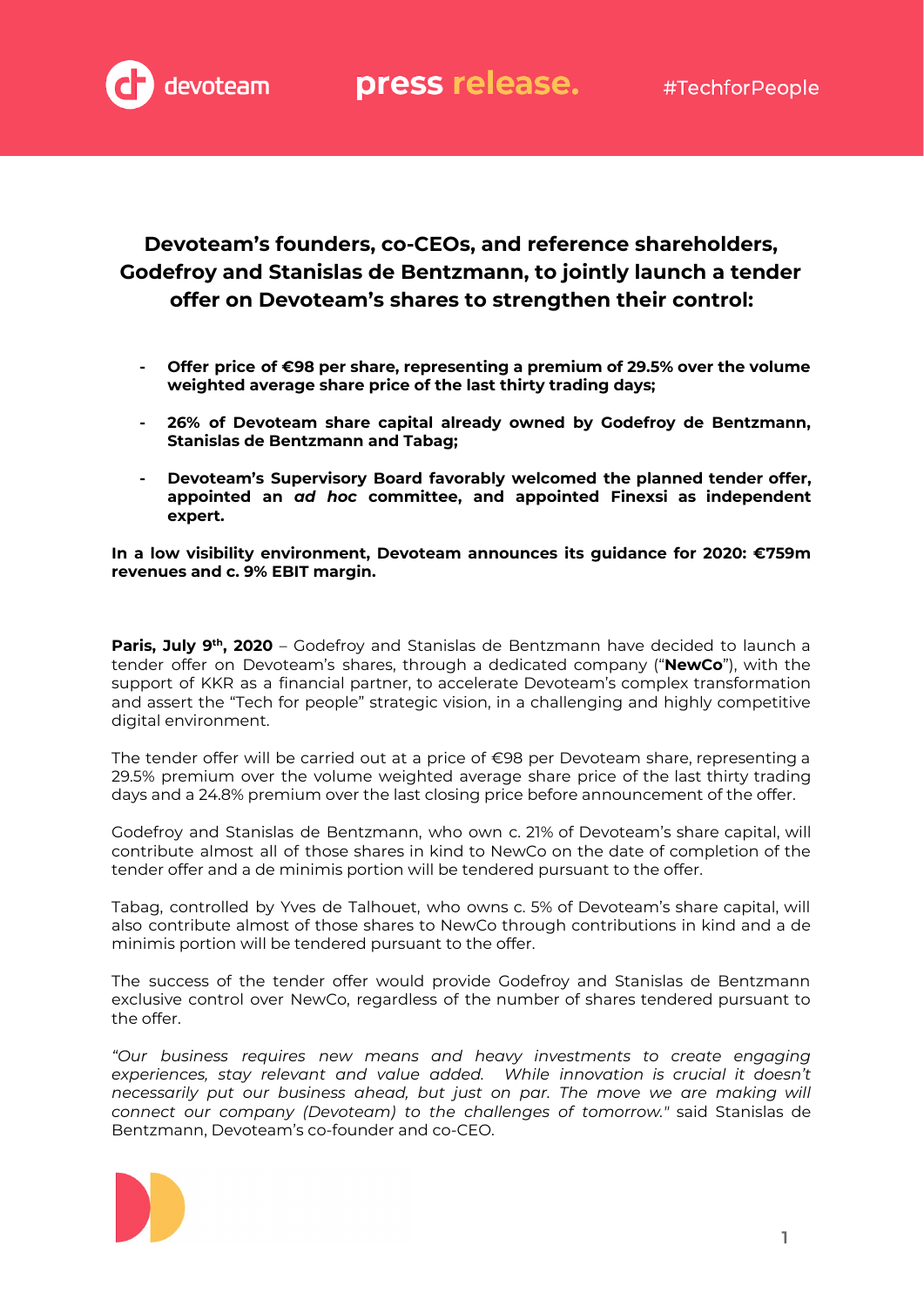# Devoteam's founders, co-CEOs, and reference shareholders, Godefroy and Stanislas de Bentzmann, to jointly launch a tender offer on Devoteam's shares to strengthen their control:

- **Offer price of €98 per share, representing a premium of 29.5% over the volume weighted average share price of the last thirty trading days;**
- **26% of Devoteam share capital already owned by Godefroy de Bentzmann, Stanislas de Bentzmann and Tabag;**
- **Devoteam's Supervisory Board favorably welcomed the planned tender offer, appointed an *ad hoc* committee, and appointed Finexsi as independent expert.**

**In a low visibility environment, Devoteam announces its guidance for 2020: €759m revenues and c. 9% EBIT margin.**

**Paris, July 9th, 2020** – Godefroy and Stanislas de Bentzmann have decided to launch a tender offer on Devoteam's shares, through a dedicated company ("**NewCo**"), with the support of KKR as a financial partner, to accelerate Devoteam's complex transformation and assert the "Tech for people" strategic vision, in a challenging and highly competitive digital environment.

The tender offer will be carried out at a price of €98 per Devoteam share, representing a 29.5% premium over the volume weighted average share price of the last thirty trading days and a 24.8% premium over the last closing price before announcement of the offer.

Godefroy and Stanislas de Bentzmann, who own c. 21% of Devoteam's share capital, will contribute almost all of those shares in kind to NewCo on the date of completion of the tender offer and a de minimis portion will be tendered pursuant to the offer.

Tabag, controlled by Yves de Talhouet, who owns c. 5% of Devoteam's share capital, will also contribute almost of those shares to NewCo through contributions in kind and a de minimis portion will be tendered pursuant to the offer.

The success of the tender offer would provide Godefroy and Stanislas de Bentzmann exclusive control over NewCo, regardless of the number of shares tendered pursuant to the offer.

*"Our business requires new means and heavy investments to create engaging experiences, stay relevant and value added. While innovation is crucial it doesn't necessarily put our business ahead, but just on par. The move we are making will connect our company (Devoteam) to the challenges of tomorrow."* said Stanislas de Bentzmann, Devoteam's co-founder and co-CEO.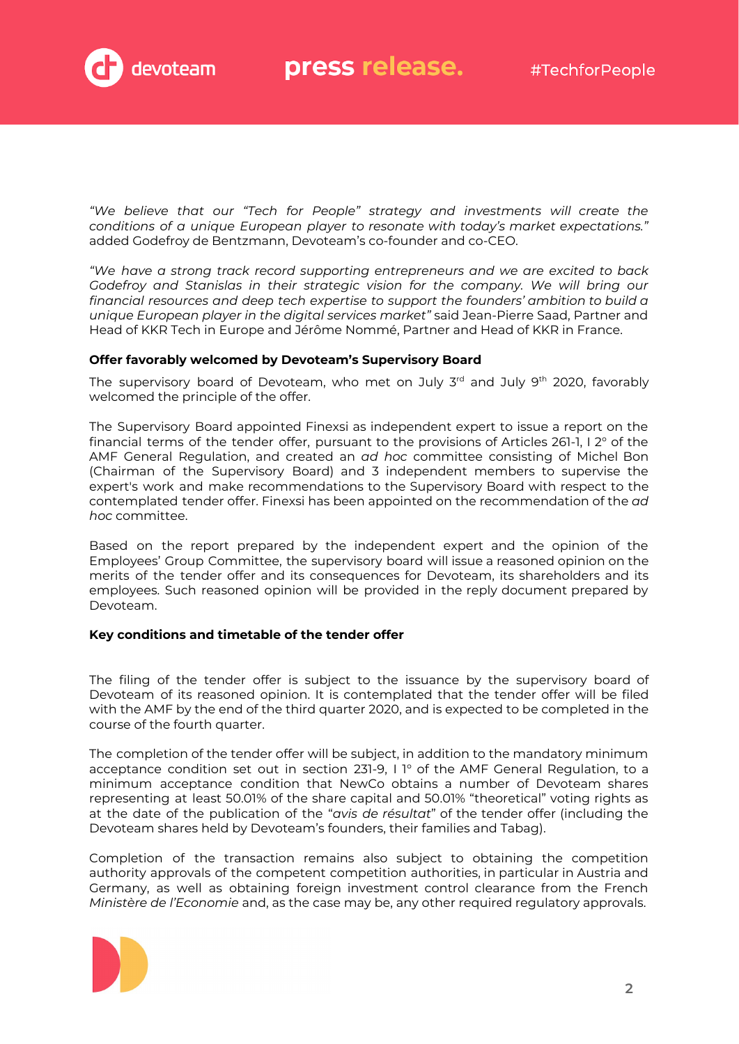*"We believe that our "Tech for People" strategy and investments will create the conditions of a unique European player to resonate with today's market expectations."* added Godefroy de Bentzmann, Devoteam's co-founder and co-CEO.

*"We have a strong track record supporting entrepreneurs and we are excited to back Godefroy and Stanislas in their strategic vision for the company. We will bring our financial resources and deep tech expertise to support the founders' ambition to build a unique European player in the digital services market"* said Jean-Pierre Saad, Partner and Head of KKR Tech in Europe and Jérôme Nommé, Partner and Head of KKR in France.

**Offer favorably welcomed by Devoteam's Supervisory Board**

The supervisory board of Devoteam, who met on July 3rd and July 9th 2020, favorably welcomed the principle of the offer.

The Supervisory Board appointed Finexsi as independent expert to issue a report on the financial terms of the tender offer, pursuant to the provisions of Articles 261-1, I 2° of the AMF General Regulation, and created an *ad hoc* committee consisting of Michel Bon (Chairman of the Supervisory Board) and 3 independent members to supervise the expert's work and make recommendations to the Supervisory Board with respect to the contemplated tender offer. Finexsi has been appointed on the recommendation of the *ad hoc* committee.

Based on the report prepared by the independent expert and the opinion of the Employees' Group Committee, the supervisory board will issue a reasoned opinion on the merits of the tender offer and its consequences for Devoteam, its shareholders and its employees. Such reasoned opinion will be provided in the reply document prepared by Devoteam.

**Key conditions and timetable of the tender offer**

The filing of the tender offer is subject to the issuance by the supervisory board of Devoteam of its reasoned opinion. It is contemplated that the tender offer will be filed with the AMF by the end of the third quarter 2020, and is expected to be completed in the course of the fourth quarter.

The completion of the tender offer will be subject, in addition to the mandatory minimum acceptance condition set out in section 231-9, I 1° of the AMF General Regulation, to a minimum acceptance condition that NewCo obtains a number of Devoteam shares representing at least 50.01% of the share capital and 50.01% "theoretical" voting rights as at the date of the publication of the "*avis de résultat*" of the tender offer (including the Devoteam shares held by Devoteam's founders, their families and Tabag).

Completion of the transaction remains also subject to obtaining the competition authority approvals of the competent competition authorities, in particular in Austria and Germany, as well as obtaining foreign investment control clearance from the French *Ministère de l'Economie* and, as the case may be, any other required regulatory approvals.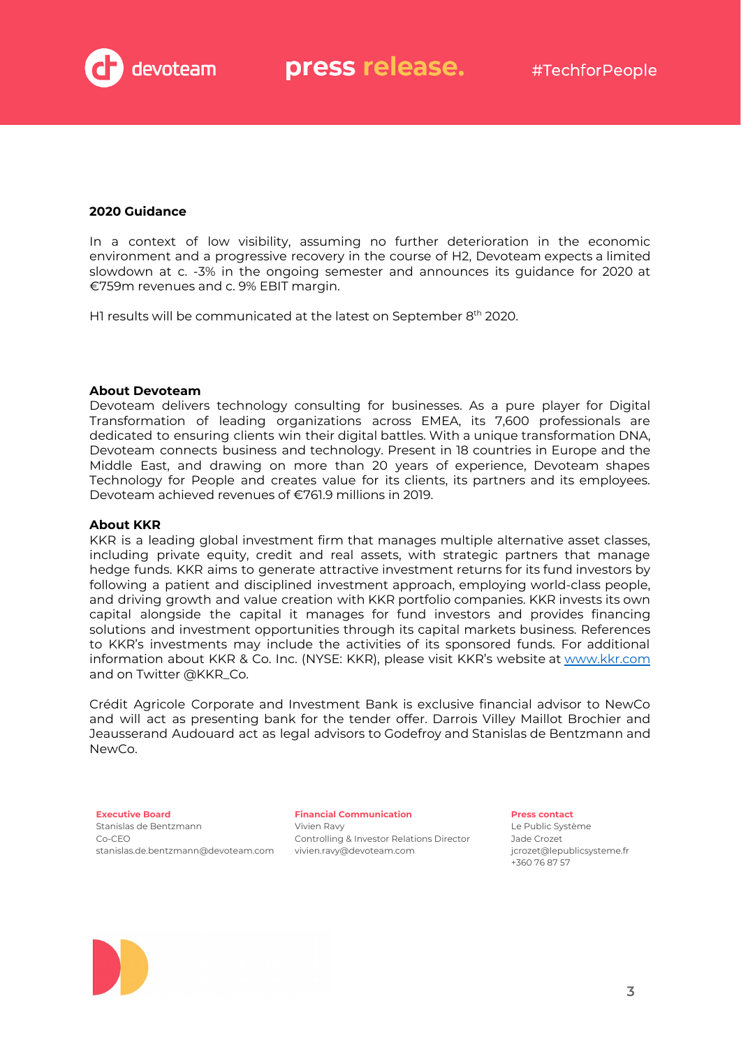**2020 Guidance**

In a context of low visibility, assuming no further deterioration in the economic environment and a progressive recovery in the course of H2, Devoteam expects a limited slowdown at c. -3% in the ongoing semester and announces its guidance for 2020 at €759m revenues and c. 9% EBIT margin.

H1 results will be communicated at the latest on September 8th 2020.

**About Devoteam**

Devoteam delivers technology consulting for businesses. As a pure player for Digital Transformation of leading organizations across EMEA, its 7,600 professionals are dedicated to ensuring clients win their digital battles. With a unique transformation DNA, Devoteam connects business and technology. Present in 18 countries in Europe and the Middle East, and drawing on more than 20 years of experience, Devoteam shapes Technology for People and creates value for its clients, its partners and its employees. Devoteam achieved revenues of €761.9 millions in 2019.

**About KKR**

KKR is a leading global investment firm that manages multiple alternative asset classes, including private equity, credit and real assets, with strategic partners that manage hedge funds. KKR aims to generate attractive investment returns for its fund investors by following a patient and disciplined investment approach, employing world-class people, and driving growth and value creation with KKR portfolio companies. KKR invests its own capital alongside the capital it manages for fund investors and provides financing solutions and investment opportunities through its capital markets business. References to KKR's investments may include the activities of its sponsored funds. For additional information about KKR & Co. Inc. (NYSE: KKR), please visit KKR's website at www.kkr.com and on Twitter @KKR_Co.

Crédit Agricole Corporate and Investment Bank is exclusive financial advisor to NewCo and will act as presenting bank for the tender offer. Darrois Villey Maillot Brochier and Jeausserand Audouard act as legal advisors to Godefroy and Stanislas de Bentzmann and NewCo.

**Executive Board**
Stanislas de Bentzmann
Co-CEO
stanislas.de.bentzmann@devoteam.com

**Financial Communication**
Vivien Ravy
Controlling & Investor Relations Director
vivien.ravy@devoteam.com

**Press contact**
Le Public Système
Jade Crozet
jcrozet@lepublicsysteme.fr
+360 76 87 57